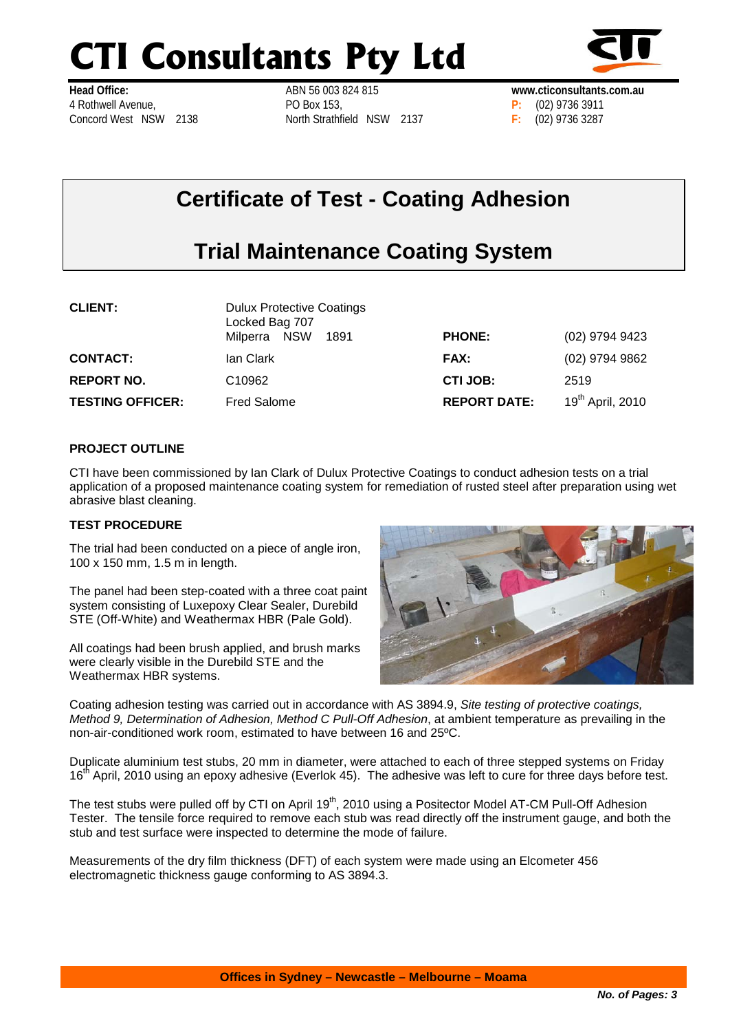# CTI Consultants Pty Ltd

**Head Office:**
4 Rothwell Avenue,
Concord West NSW 2138

ABN 56 003 824 815
PO Box 153,
North Strathfield NSW 2137

**www.cticonsultants.com.au**
**P:** (02) 9736 3911
**F:** (02) 9736 3287

## Certificate of Test - Coating Adhesion

## Trial Maintenance Coating System

| | | | |
|---|---|---|---|
| **CLIENT:** | Dulux Protective Coatings<br>Locked Bag 707<br>Milperra NSW 1891 | **PHONE:** | (02) 9794 9423 |
| **CONTACT:** | Ian Clark | **FAX:** | (02) 9794 9862 |
| **REPORT NO.** | C10962 | **CTI JOB:** | 2519 |
| **TESTING OFFICER:** | Fred Salome | **REPORT DATE:** | 19th April, 2010 |

**PROJECT OUTLINE**

CTI have been commissioned by Ian Clark of Dulux Protective Coatings to conduct adhesion tests on a trial application of a proposed maintenance coating system for remediation of rusted steel after preparation using wet abrasive blast cleaning.

**TEST PROCEDURE**

The trial had been conducted on a piece of angle iron, 100 x 150 mm, 1.5 m in length.

The panel had been step-coated with a three coat paint system consisting of Luxepoxy Clear Sealer, Durebild STE (Off-White) and Weathermax HBR (Pale Gold).

All coatings had been brush applied, and brush marks were clearly visible in the Durebild STE and the Weathermax HBR systems.

Coating adhesion testing was carried out in accordance with AS 3894.9, *Site testing of protective coatings, Method 9, Determination of Adhesion, Method C Pull-Off Adhesion*, at ambient temperature as prevailing in the non-air-conditioned work room, estimated to have between 16 and 25ºC.

Duplicate aluminium test stubs, 20 mm in diameter, were attached to each of three stepped systems on Friday 16th April, 2010 using an epoxy adhesive (Everlok 45). The adhesive was left to cure for three days before test.

The test stubs were pulled off by CTI on April 19th, 2010 using a Positector Model AT-CM Pull-Off Adhesion Tester. The tensile force required to remove each stub was read directly off the instrument gauge, and both the stub and test surface were inspected to determine the mode of failure.

Measurements of the dry film thickness (DFT) of each system were made using an Elcometer 456 electromagnetic thickness gauge conforming to AS 3894.3.

**Offices in Sydney – Newcastle – Melbourne – Moama**

***No. of Pages: 3***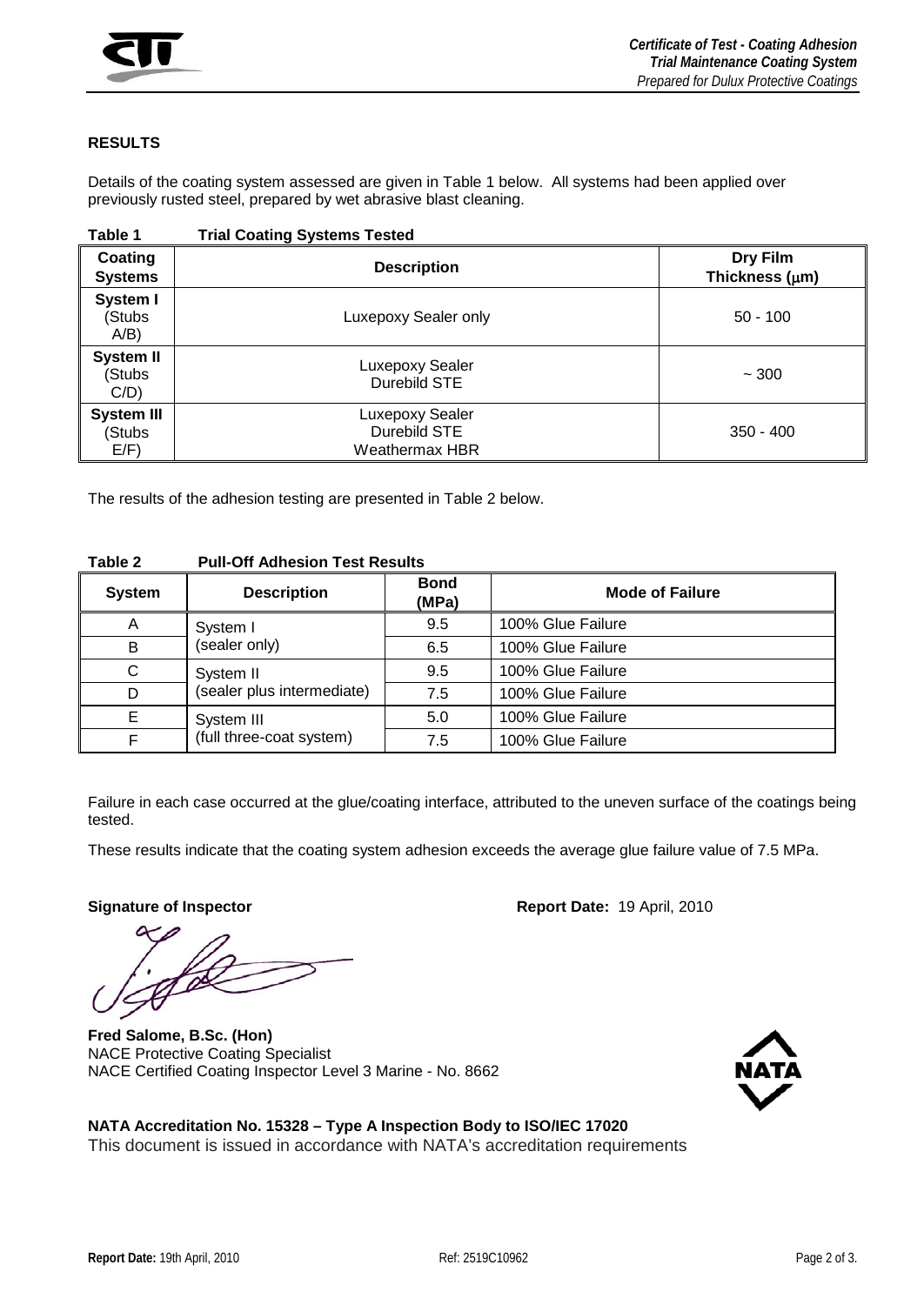## RESULTS

Details of the coating system assessed are given in Table 1 below. All systems had been applied over previously rusted steel, prepared by wet abrasive blast cleaning.

**Table 1 Trial Coating Systems Tested**

| Coating Systems | Description | Dry Film Thickness (μm) |
|---|---|---|
| **System I** (Stubs A/B) | Luxepoxy Sealer only | 50 - 100 |
| **System II** (Stubs C/D) | Luxepoxy Sealer<br>Durebild STE | ~ 300 |
| **System III** (Stubs E/F) | Luxepoxy Sealer<br>Durebild STE<br>Weathermax HBR | 350 - 400 |

The results of the adhesion testing are presented in Table 2 below.

**Table 2 Pull-Off Adhesion Test Results**

| System | Description | Bond (MPa) | Mode of Failure |
|---|---|---|---|
| A | System I (sealer only) | 9.5 | 100% Glue Failure |
| B | | 6.5 | 100% Glue Failure |
| C | System II (sealer plus intermediate) | 9.5 | 100% Glue Failure |
| D | | 7.5 | 100% Glue Failure |
| E | System III (full three-coat system) | 5.0 | 100% Glue Failure |
| F | | 7.5 | 100% Glue Failure |

Failure in each case occurred at the glue/coating interface, attributed to the uneven surface of the coatings being tested.

These results indicate that the coating system adhesion exceeds the average glue failure value of 7.5 MPa.

**Signature of Inspector** **Report Date:** 19 April, 2010

**Fred Salome, B.Sc. (Hon)**
NACE Protective Coating Specialist
NACE Certified Coating Inspector Level 3 Marine - No. 8662

**NATA Accreditation No. 15328 – Type A Inspection Body to ISO/IEC 17020**
This document is issued in accordance with NATA's accreditation requirements